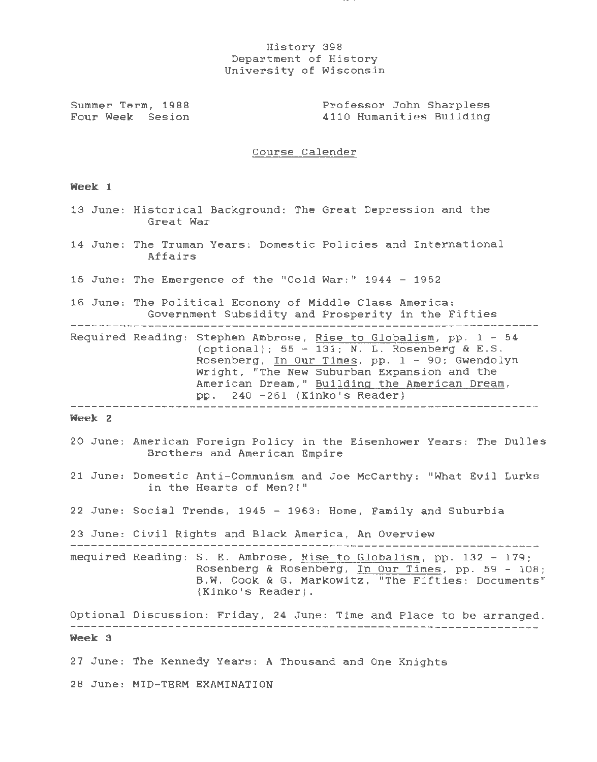History 398
Department of History
University of Wisconsin

Summer Term, 1988
Four Week Sesion

Professor John Sharpless
4110 Humanities Building

Course Calender

**Week 1**

13 June: Historical Background: The Great Depression and the Great War

14 June: The Truman Years: Domestic Policies and International Affairs

15 June: The Emergence of the "Cold War:" 1944 - 1952

16 June: The Political Economy of Middle Class America: Government Subsidity and Prosperity in the Fifties

---

Required Reading: Stephen Ambrose, Rise to Globalism, pp. 1 - 54 (optional); 55 - 131; N. L. Rosenberg & E.S. Rosenberg, In Our Times, pp. 1 - 90; Gwendolyn Wright, "The New Suburban Expansion and the American Dream," Building the American Dream, pp. 240 -261 (Kinko's Reader)

---

**Week 2**

20 June: American Foreign Policy in the Eisenhower Years: The Dulles Brothers and American Empire

21 June: Domestic Anti-Communism and Joe McCarthy: "What Evil Lurks in the Hearts of Men?!"

22 June: Social Trends, 1945 - 1963: Home, Family and Suburbia

23 June: Civil Rights and Black America, An Overview

---

mequired Reading: S. E. Ambrose, Rise to Globalism, pp. 132 - 179; Rosenberg & Rosenberg, In Our Times, pp. 59 - 108; B.W. Cook & G. Markowitz, "The Fifties: Documents" (Kinko's Reader).

Optional Discussion: Friday, 24 June: Time and Place to be arranged.

---

**Week 3**

27 June: The Kennedy Years: A Thousand and One Knights

28 June: MID-TERM EXAMINATION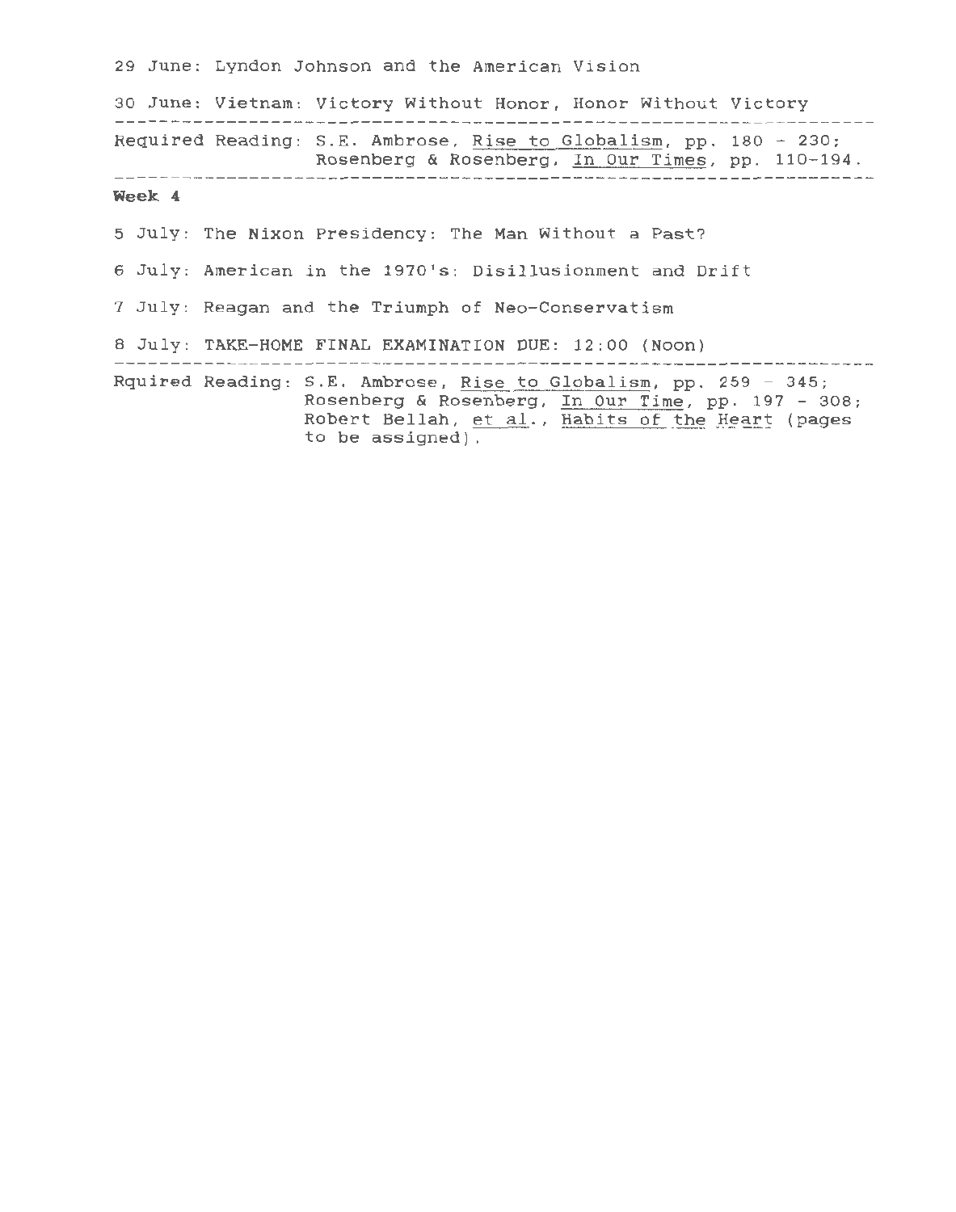29 June: Lyndon Johnson and the American Vision

30 June: Vietnam: Victory Without Honor, Honor Without Victory

---

Required Reading: S.E. Ambrose, Rise to Globalism, pp. 180 - 230; Rosenberg & Rosenberg, In Our Times, pp. 110-194.

---

**Week 4**

5 July: The Nixon Presidency: The Man Without a Past?

6 July: American in the 1970's: Disillusionment and Drift

7 July: Reagan and the Triumph of Neo-Conservatism

8 July: TAKE-HOME FINAL EXAMINATION DUE: 12:00 (Noon)

---

Rquired Reading: S.E. Ambrose, Rise to Globalism, pp. 259 - 345; Rosenberg & Rosenberg, In Our Time, pp. 197 - 308; Robert Bellah, et al., Habits of the Heart (pages to be assigned).